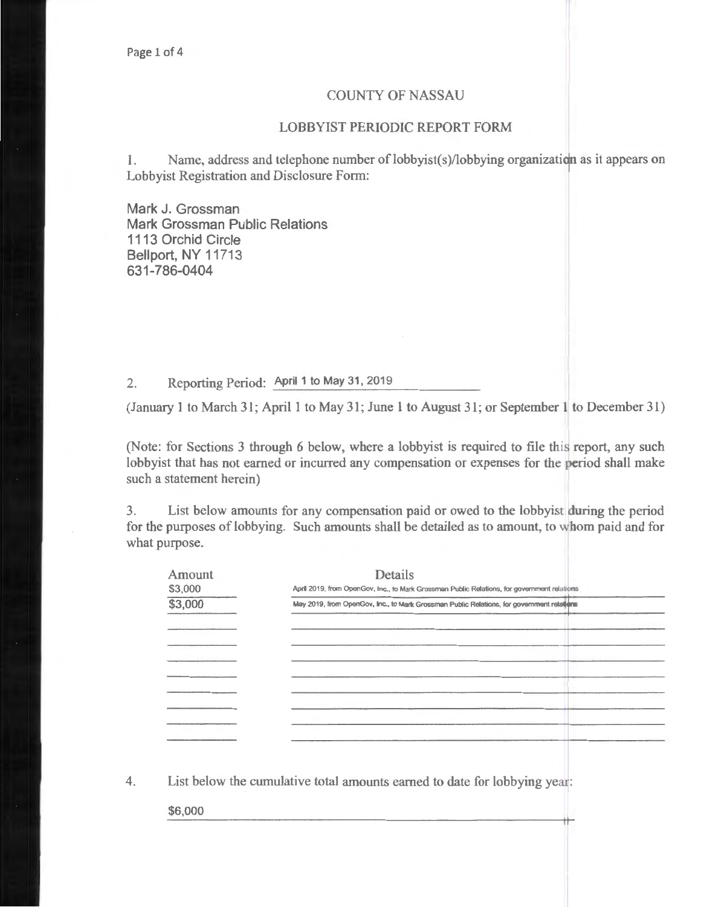# COUNTY OF NASSAU

## LOBBYIST PERIODIC REPORT FORM

1. Name, address and telephone number of lobbyist(s)/lobbying organization as it appears on Lobbyist Registration and Disclosure Form:

Mark J. Grossman
Mark Grossman Public Relations
1113 Orchid Circle
Bellport, NY 11713
631-786-0404

2. Reporting Period: April 1 to May 31, 2019

(January 1 to March 31; April 1 to May 31; June 1 to August 31; or September 1 to December 31)

(Note: for Sections 3 through 6 below, where a lobbyist is required to file this report, any such lobbyist that has not earned or incurred any compensation or expenses for the period shall make such a statement herein)

3. List below amounts for any compensation paid or owed to the lobbyist during the period for the purposes of lobbying. Such amounts shall be detailed as to amount, to whom paid and for what purpose.

| Amount | Details |
|---|---|
| \$3,000 | April 2019, from OpenGov, Inc., to Mark Grossman Public Relations, for government relations |
| \$3,000 | May 2019, from OpenGov, Inc., to Mark Grossman Public Relations, for government relations |

4. List below the cumulative total amounts earned to date for lobbying year:

\$6,000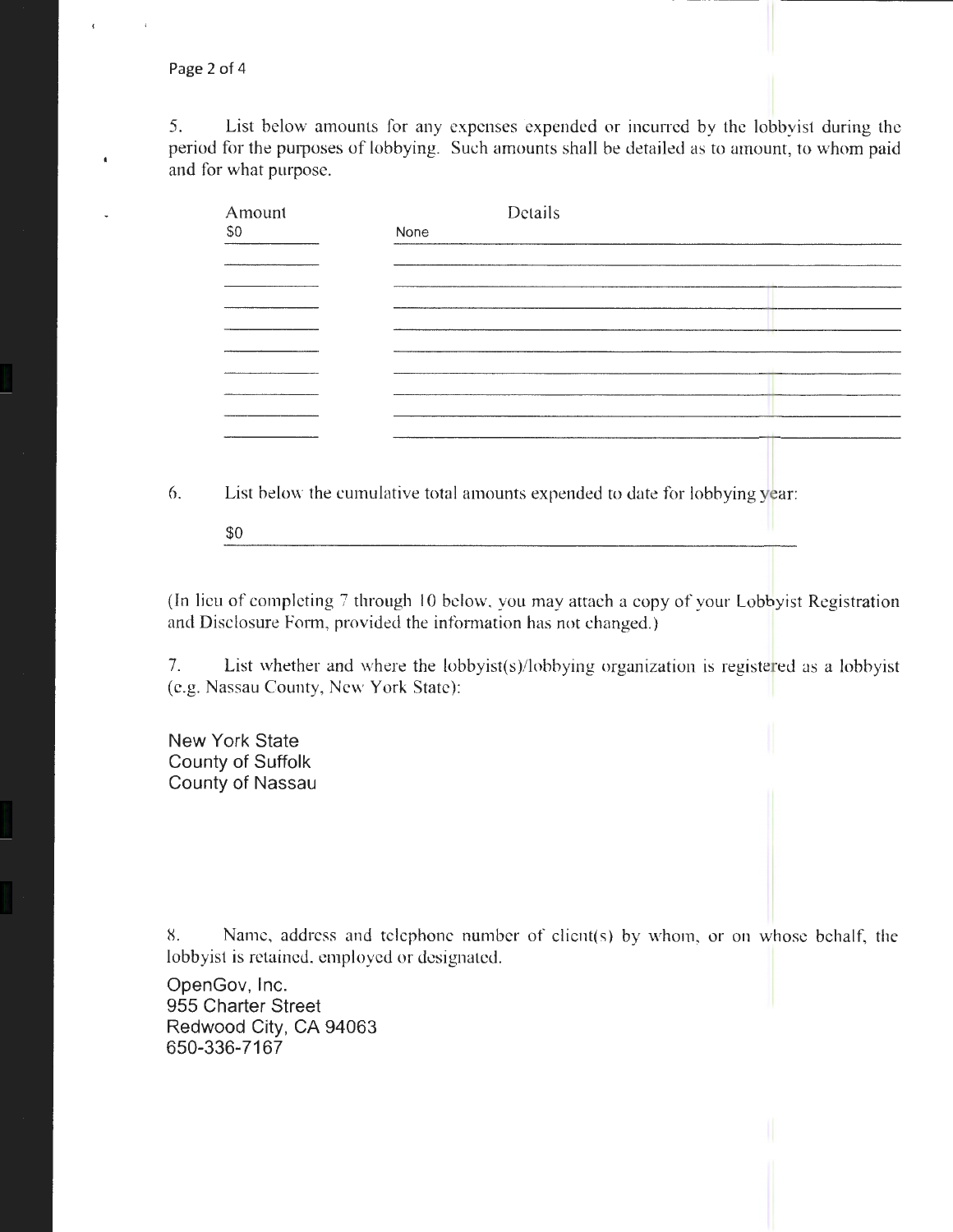5. List below amounts for any expenses expended or incurred by the lobbyist during the period for the purposes of lobbying. Such amounts shall be detailed as to amount, to whom paid and for what purpose.

| Amount | Details |
| --- | --- |
| $0 | None |

6. List below the cumulative total amounts expended to date for lobbying year:

$0

(In lieu of completing 7 through 10 below, you may attach a copy of your Lobbyist Registration and Disclosure Form, provided the information has not changed.)

7. List whether and where the lobbyist(s)/lobbying organization is registered as a lobbyist (e.g. Nassau County, New York State):

New York State
County of Suffolk
County of Nassau

8. Name, address and telephone number of client(s) by whom, or on whose behalf, the lobbyist is retained, employed or designated.

OpenGov, Inc.
955 Charter Street
Redwood City, CA 94063
650-336-7167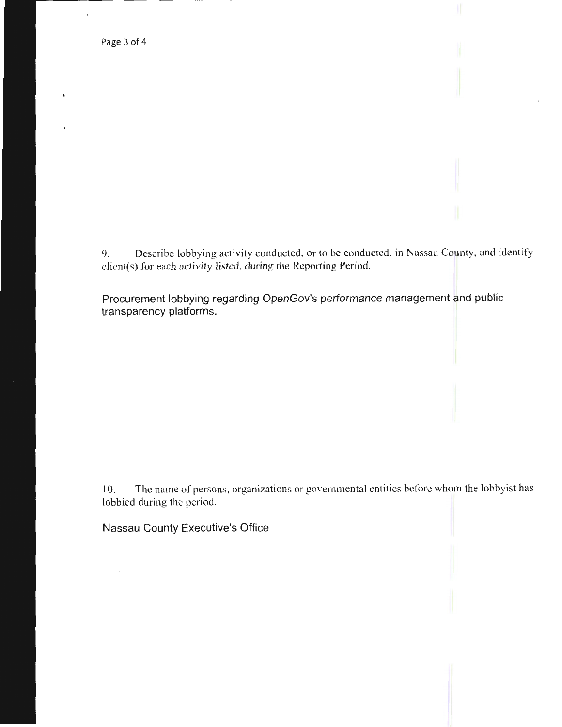9. Describe lobbying activity conducted, or to be conducted, in Nassau County, and identify client(s) for each activity listed, during the Reporting Period.

Procurement lobbying regarding OpenGov's performance management and public transparency platforms.

10. The name of persons, organizations or governmental entities before whom the lobbyist has lobbied during the period.

Nassau County Executive's Office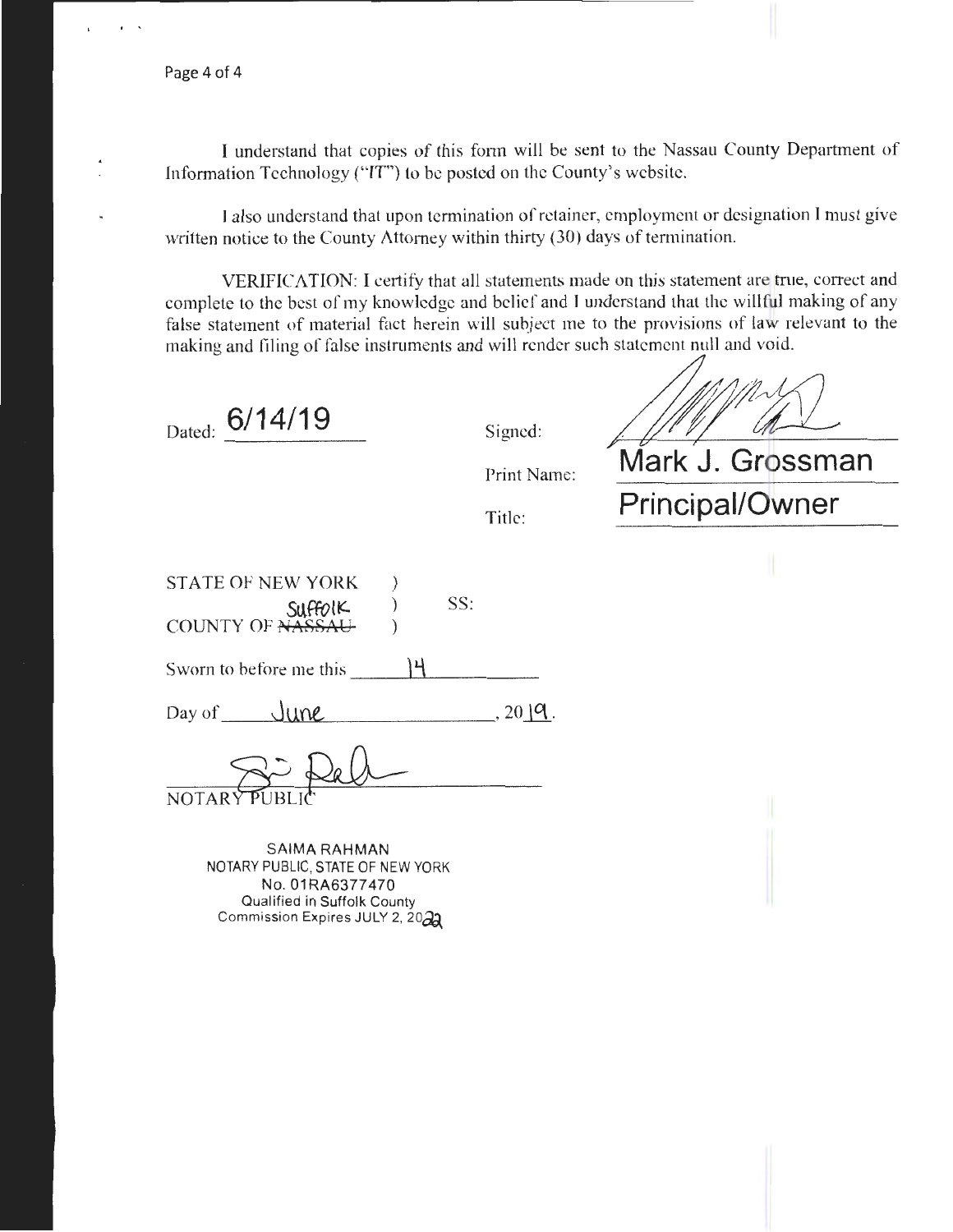I understand that copies of this form will be sent to the Nassau County Department of Information Technology ("IT") to be posted on the County's website.

I also understand that upon termination of retainer, employment or designation I must give written notice to the County Attorney within thirty (30) days of termination.

VERIFICATION: I certify that all statements made on this statement are true, correct and complete to the best of my knowledge and belief and I understand that the willful making of any false statement of material fact herein will subject me to the provisions of law relevant to the making and filing of false instruments and will render such statement null and void.

Dated: 6/14/19

Signed: [signature]

Print Name: Mark J. Grossman

Title: Principal/Owner

STATE OF NEW YORK )
) SS:
COUNTY OF ~~NASSAU~~ Suffolk )

Sworn to before me this 14

Day of June, 2019.

[signature]
NOTARY PUBLIC

SAIMA RAHMAN
NOTARY PUBLIC, STATE OF NEW YORK
No. 01RA6377470
Qualified in Suffolk County
Commission Expires JULY 2, 2022